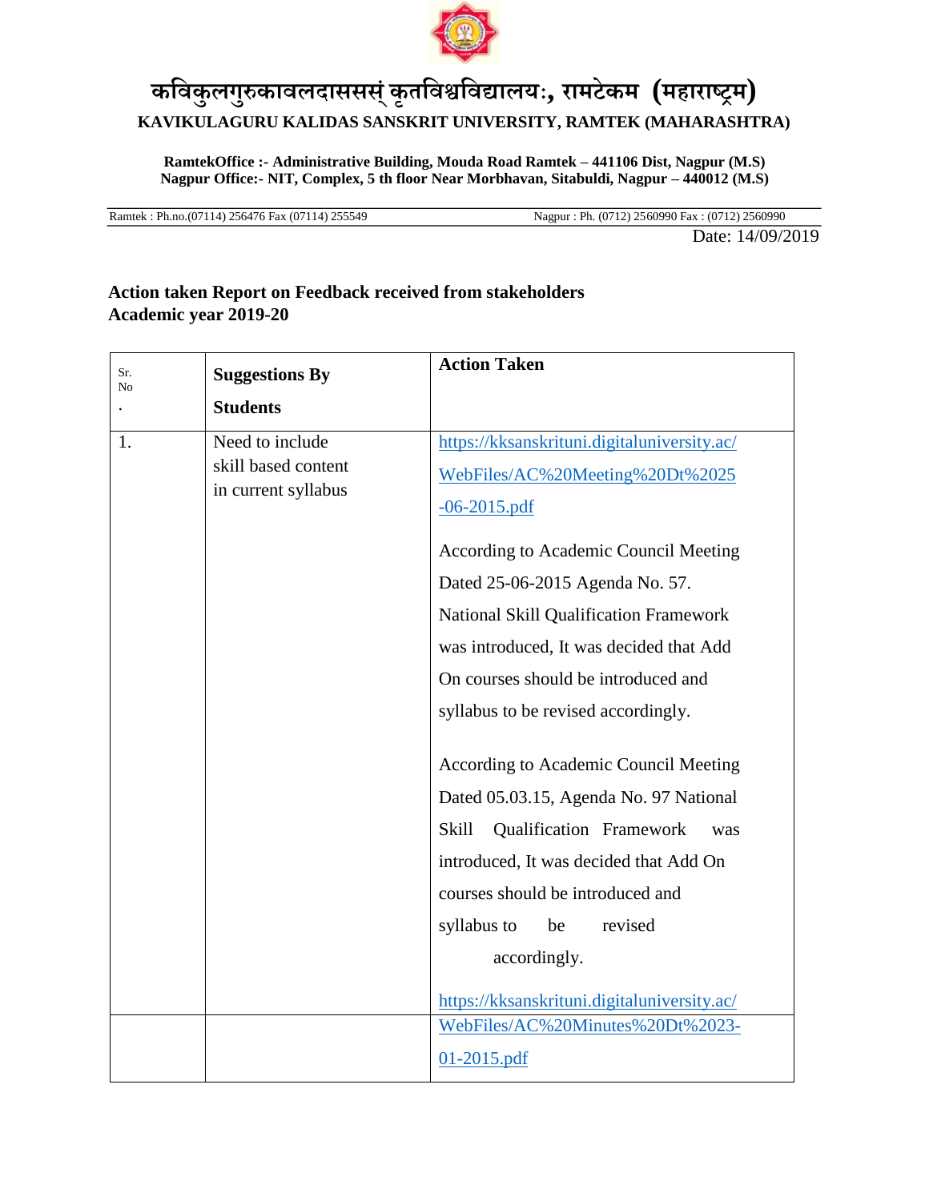# कविकुलगुरुकावलदाससस्ं कृतविश्वविद्यालयः, रामटेकम (महाराष्ट्रम)

**KAVIKULAGURU KALIDAS SANSKRIT UNIVERSITY, RAMTEK (MAHARASHTRA)**

**RamtekOffice :- Administrative Building, Mouda Road Ramtek – 441106 Dist, Nagpur (M.S)**
**Nagpur Office:- NIT, Complex, 5 th floor Near Morbhavan, Sitabuldi, Nagpur – 440012 (M.S)**

Ramtek : Ph.no.(07114) 256476 Fax (07114) 255549 | Nagpur : Ph. (0712) 2560990 Fax : (0712) 2560990

Date: 14/09/2019

**Action taken Report on Feedback received from stakeholders**
**Academic year 2019-20**

| Sr. No. | Suggestions By Students | Action Taken |
|---|---|---|
| 1. | Need to include skill based content in current syllabus | https://kksanskrituni.digitaluniversity.ac/WebFiles/AC%20Meeting%20Dt%2025-06-2015.pdf<br><br>According to Academic Council Meeting Dated 25-06-2015 Agenda No. 57. National Skill Qualification Framework was introduced, It was decided that Add On courses should be introduced and syllabus to be revised accordingly.<br><br>According to Academic Council Meeting Dated 05.03.15, Agenda No. 97 National Skill Qualification Framework was introduced, It was decided that Add On courses should be introduced and syllabus to be revised accordingly.<br><br>https://kksanskrituni.digitaluniversity.ac/WebFiles/AC%20Minutes%20Dt%2023-01-2015.pdf |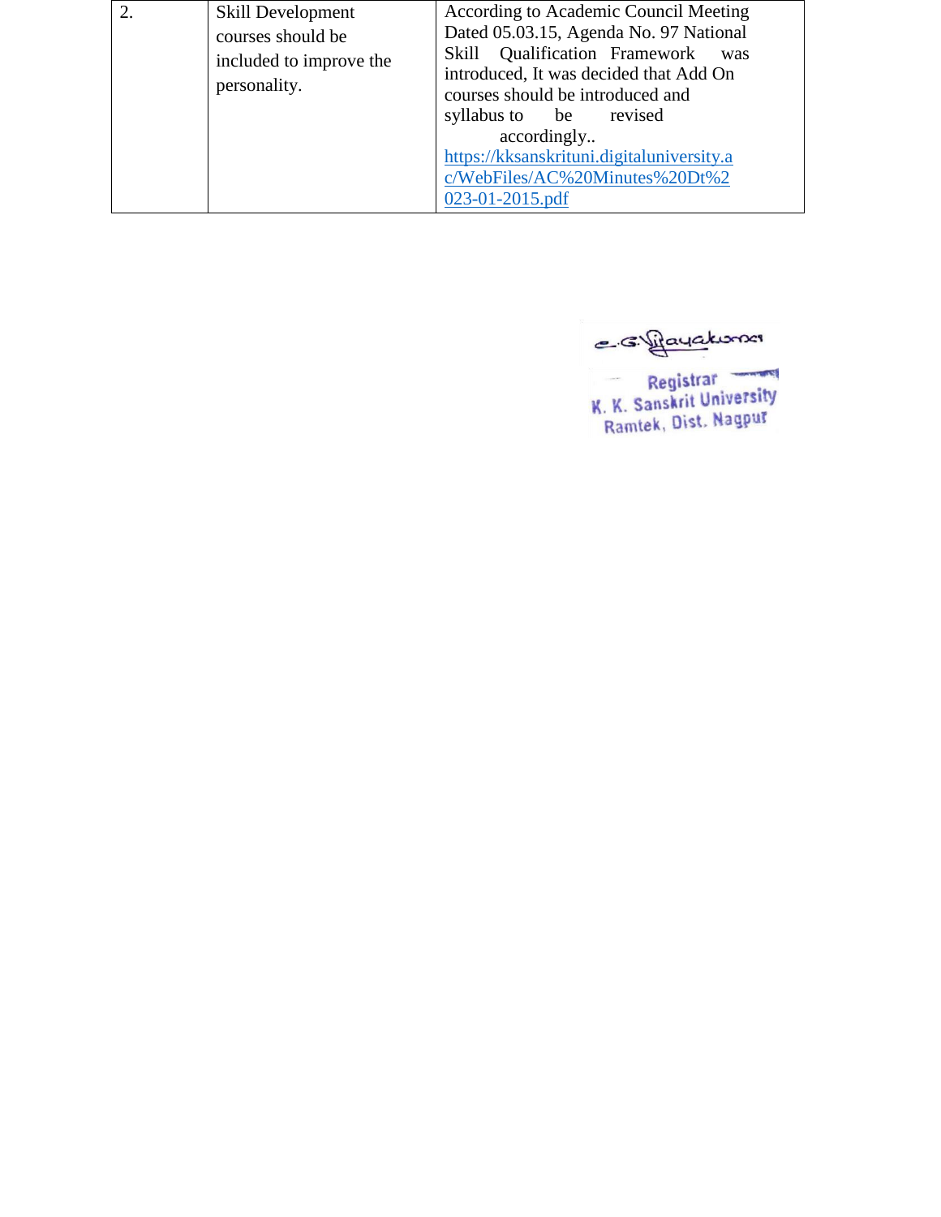| 2. | Skill Development courses should be included to improve the personality. | According to Academic Council Meeting Dated 05.03.15, Agenda No. 97 National Skill Qualification Framework was introduced, It was decided that Add On courses should be introduced and syllabus to be revised accordingly.. https://kksanskrituni.digitaluniversity.ac/WebFiles/AC%20Minutes%20Dt%2023-01-2015.pdf |
|---|---|---|

e.G.Vijayakumar

Registrar
K. K. Sanskrit University
Ramtek, Dist. Nagpur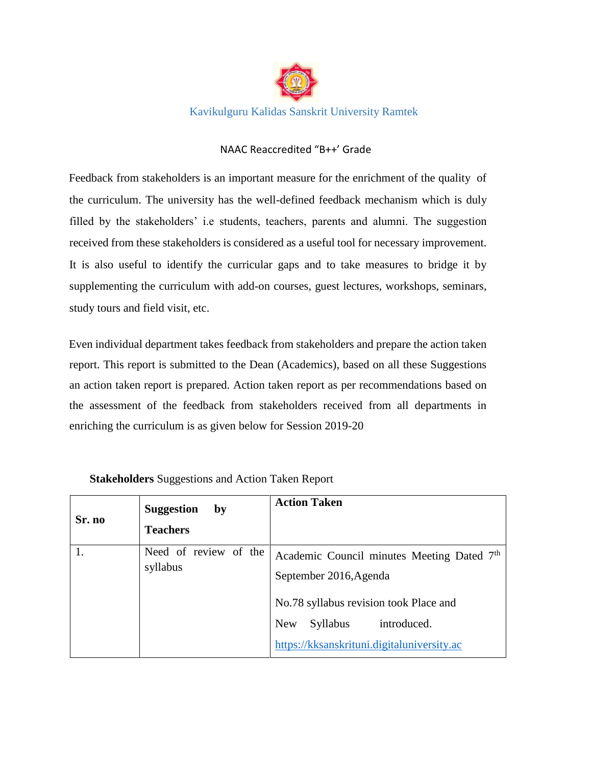Kavikulguru Kalidas Sanskrit University Ramtek

NAAC Reaccredited "B++' Grade

Feedback from stakeholders is an important measure for the enrichment of the quality of the curriculum. The university has the well-defined feedback mechanism which is duly filled by the stakeholders' i.e students, teachers, parents and alumni. The suggestion received from these stakeholders is considered as a useful tool for necessary improvement. It is also useful to identify the curricular gaps and to take measures to bridge it by supplementing the curriculum with add-on courses, guest lectures, workshops, seminars, study tours and field visit, etc.

Even individual department takes feedback from stakeholders and prepare the action taken report. This report is submitted to the Dean (Academics), based on all these Suggestions an action taken report is prepared. Action taken report as per recommendations based on the assessment of the feedback from stakeholders received from all departments in enriching the curriculum is as given below for Session 2019-20

**Stakeholders** Suggestions and Action Taken Report

| **Sr. no** | **Suggestion by Teachers** | **Action Taken** |
|---|---|---|
| 1. | Need of review of the syllabus | Academic Council minutes Meeting Dated 7th September 2016,Agenda No.78 syllabus revision took Place and New Syllabus introduced. https://kksanskrituni.digitaluniversity.ac |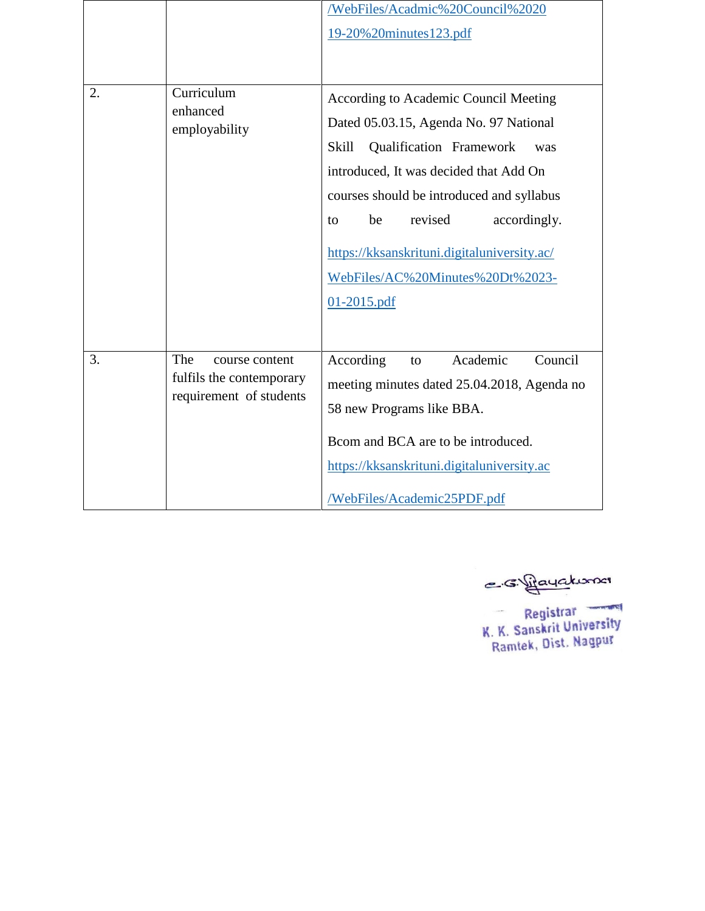| | | |
|---|---|---|
| | | /WebFiles/Acadmic%20Council%2020 19-20%20minutes123.pdf |
| 2. | Curriculum enhanced employability | According to Academic Council Meeting Dated 05.03.15, Agenda No. 97 National Skill Qualification Framework was introduced, It was decided that Add On courses should be introduced and syllabus to be revised accordingly. https://kksanskrituni.digitaluniversity.ac/WebFiles/AC%20Minutes%20Dt%2023-01-2015.pdf |
| 3. | The course content fulfils the contemporary requirement of students | According to Academic Council meeting minutes dated 25.04.2018, Agenda no 58 new Programs like BBA. Bcom and BCA are to be introduced. https://kksanskrituni.digitaluniversity.ac/WebFiles/Academic25PDF.pdf |

C.G. Vijayakumar

Registrar
K. K. Sanskrit University
Ramtek, Dist. Nagpur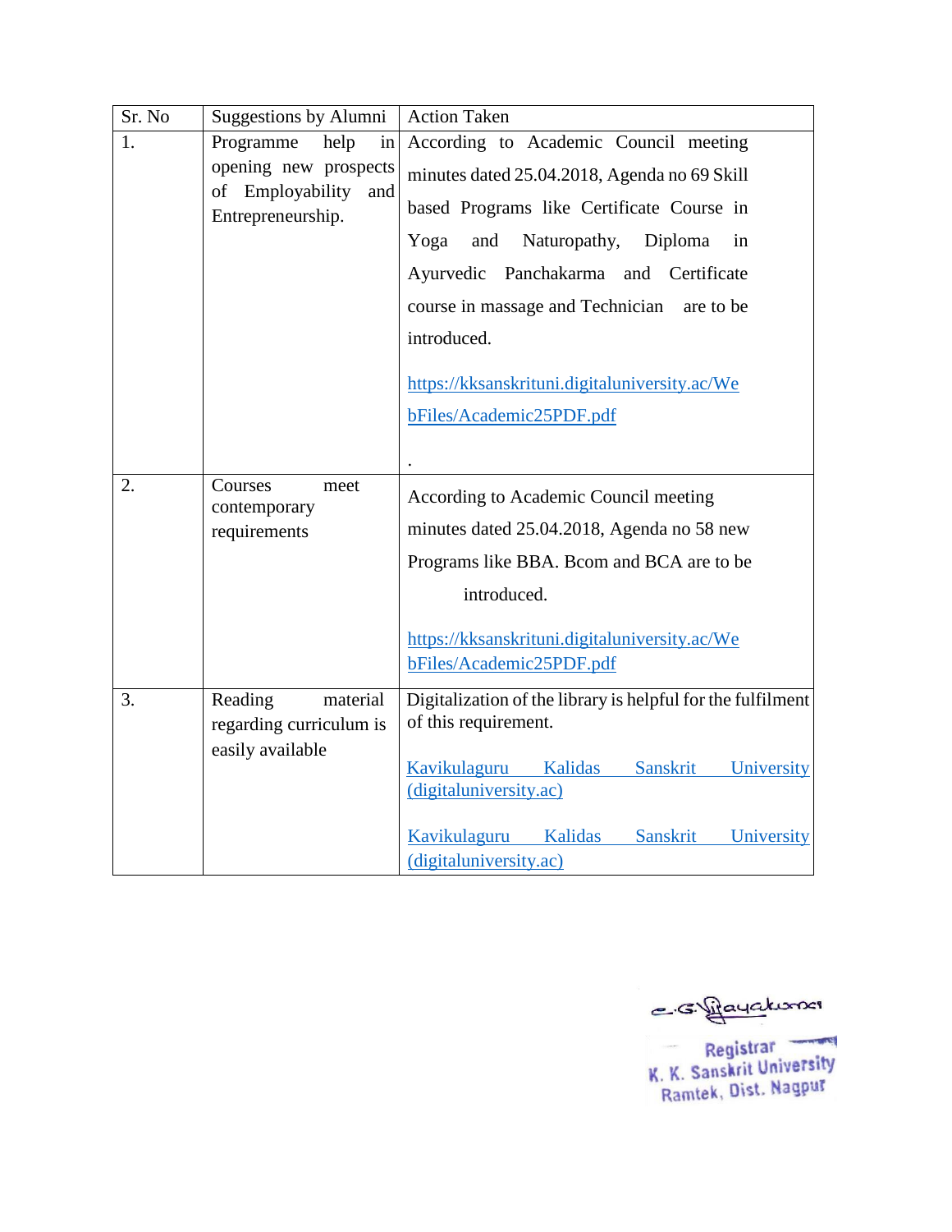| Sr. No | Suggestions by Alumni | Action Taken |
|---|---|---|
| 1. | Programme help in opening new prospects of Employability and Entrepreneurship. | According to Academic Council meeting minutes dated 25.04.2018, Agenda no 69 Skill based Programs like Certificate Course in Yoga and Naturopathy, Diploma in Ayurvedic Panchakarma and Certificate course in massage and Technician are to be introduced. https://kksanskrituni.digitaluniversity.ac/WebFiles/Academic25PDF.pdf . |
| 2. | Courses meet contemporary requirements | According to Academic Council meeting minutes dated 25.04.2018, Agenda no 58 new Programs like BBA. Bcom and BCA are to be introduced. https://kksanskrituni.digitaluniversity.ac/WebFiles/Academic25PDF.pdf |
| 3. | Reading material regarding curriculum is easily available | Digitalization of the library is helpful for the fulfilment of this requirement. Kavikulaguru Kalidas Sanskrit University (digitaluniversity.ac) Kavikulaguru Kalidas Sanskrit University (digitaluniversity.ac) |

C.G. Vijayakumar

Registrar
K. K. Sanskrit University
Ramtek, Dist. Nagpur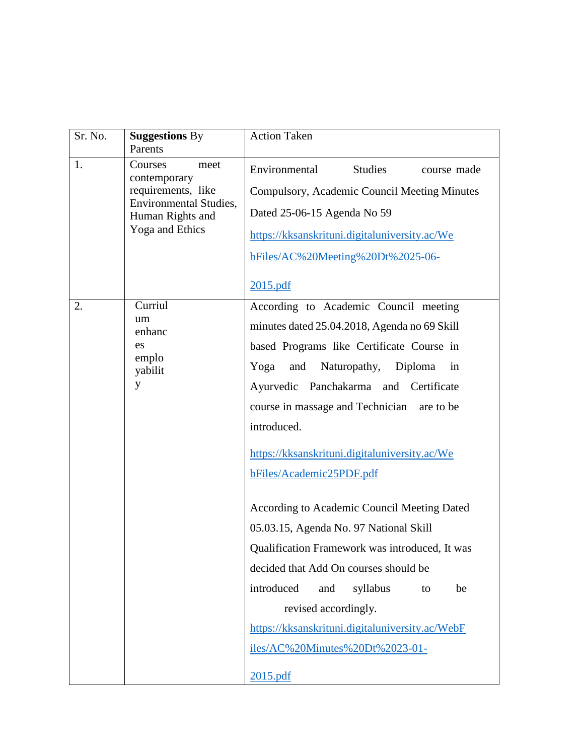| Sr. No. | **Suggestions** By Parents | Action Taken |
|---|---|---|
| 1. | Courses meet contemporary requirements, like Environmental Studies, Human Rights and Yoga and Ethics | Environmental Studies course made Compulsory, Academic Council Meeting Minutes Dated 25-06-15 Agenda No 59 [https://kksanskrituni.digitaluniversity.ac/WebFiles/AC%20Meeting%20Dt%2025-06-2015.pdf](https://kksanskrituni.digitaluniversity.ac/WebFiles/AC%20Meeting%20Dt%2025-06-2015.pdf) |
| 2. | Curriulum enhances employability | According to Academic Council meeting minutes dated 25.04.2018, Agenda no 69 Skill based Programs like Certificate Course in Yoga and Naturopathy, Diploma in Ayurvedic Panchakarma and Certificate course in massage and Technician are to be introduced. [https://kksanskrituni.digitaluniversity.ac/WebFiles/Academic25PDF.pdf](https://kksanskrituni.digitaluniversity.ac/WebFiles/Academic25PDF.pdf)<br><br>According to Academic Council Meeting Dated 05.03.15, Agenda No. 97 National Skill Qualification Framework was introduced, It was decided that Add On courses should be introduced and syllabus to be revised accordingly. [https://kksanskrituni.digitaluniversity.ac/WebFiles/AC%20Minutes%20Dt%2023-01-2015.pdf](https://kksanskrituni.digitaluniversity.ac/WebFiles/AC%20Minutes%20Dt%2023-01-2015.pdf) |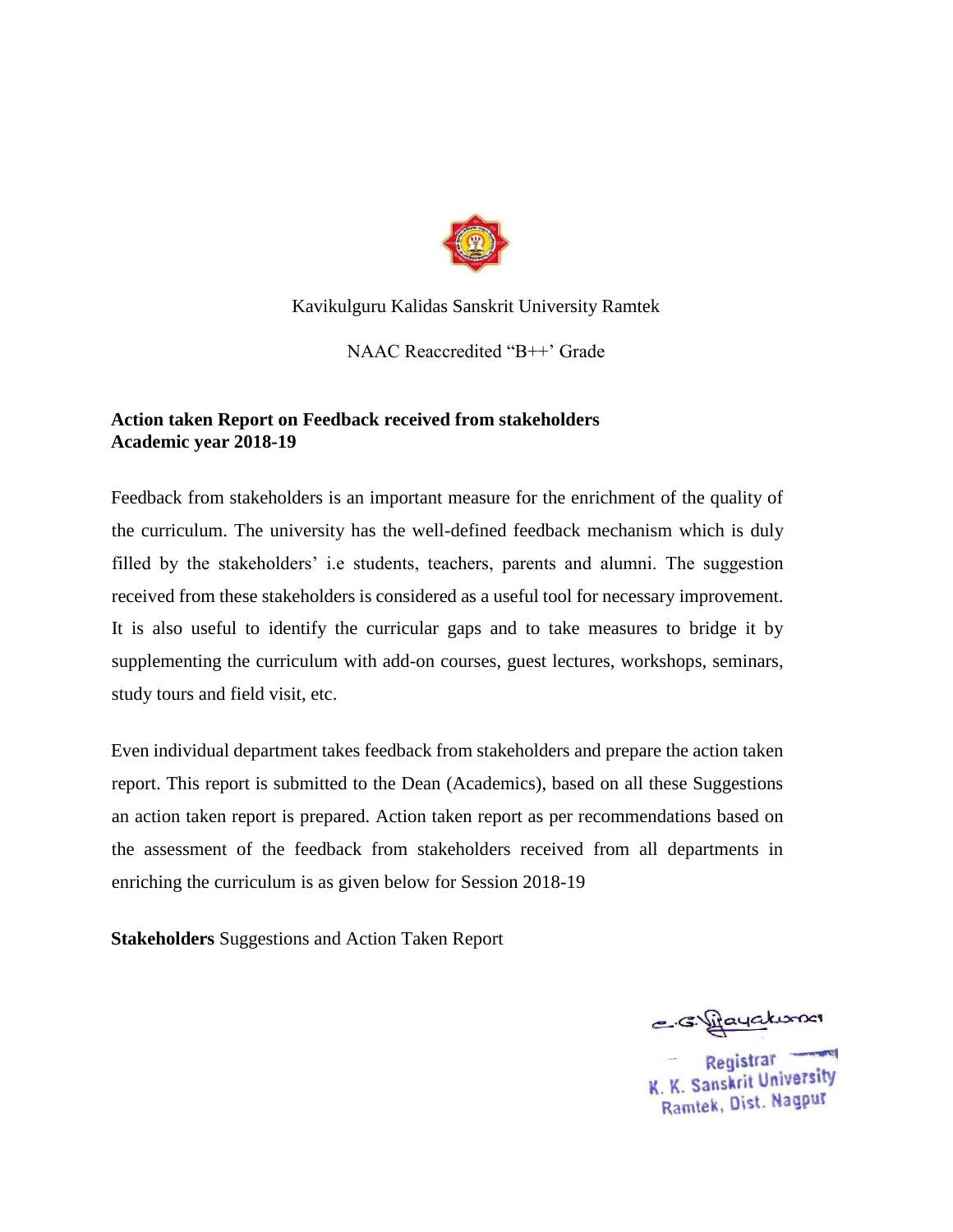Kavikulguru Kalidas Sanskrit University Ramtek

NAAC Reaccredited "B++' Grade

**Action taken Report on Feedback received from stakeholders**
**Academic year 2018-19**

Feedback from stakeholders is an important measure for the enrichment of the quality of the curriculum. The university has the well-defined feedback mechanism which is duly filled by the stakeholders' i.e students, teachers, parents and alumni. The suggestion received from these stakeholders is considered as a useful tool for necessary improvement. It is also useful to identify the curricular gaps and to take measures to bridge it by supplementing the curriculum with add-on courses, guest lectures, workshops, seminars, study tours and field visit, etc.

Even individual department takes feedback from stakeholders and prepare the action taken report. This report is submitted to the Dean (Academics), based on all these Suggestions an action taken report is prepared. Action taken report as per recommendations based on the assessment of the feedback from stakeholders received from all departments in enriching the curriculum is as given below for Session 2018-19

**Stakeholders** Suggestions and Action Taken Report

C.G. Vijayakumar

Registrar
K. K. Sanskrit University
Ramtek, Dist. Nagpur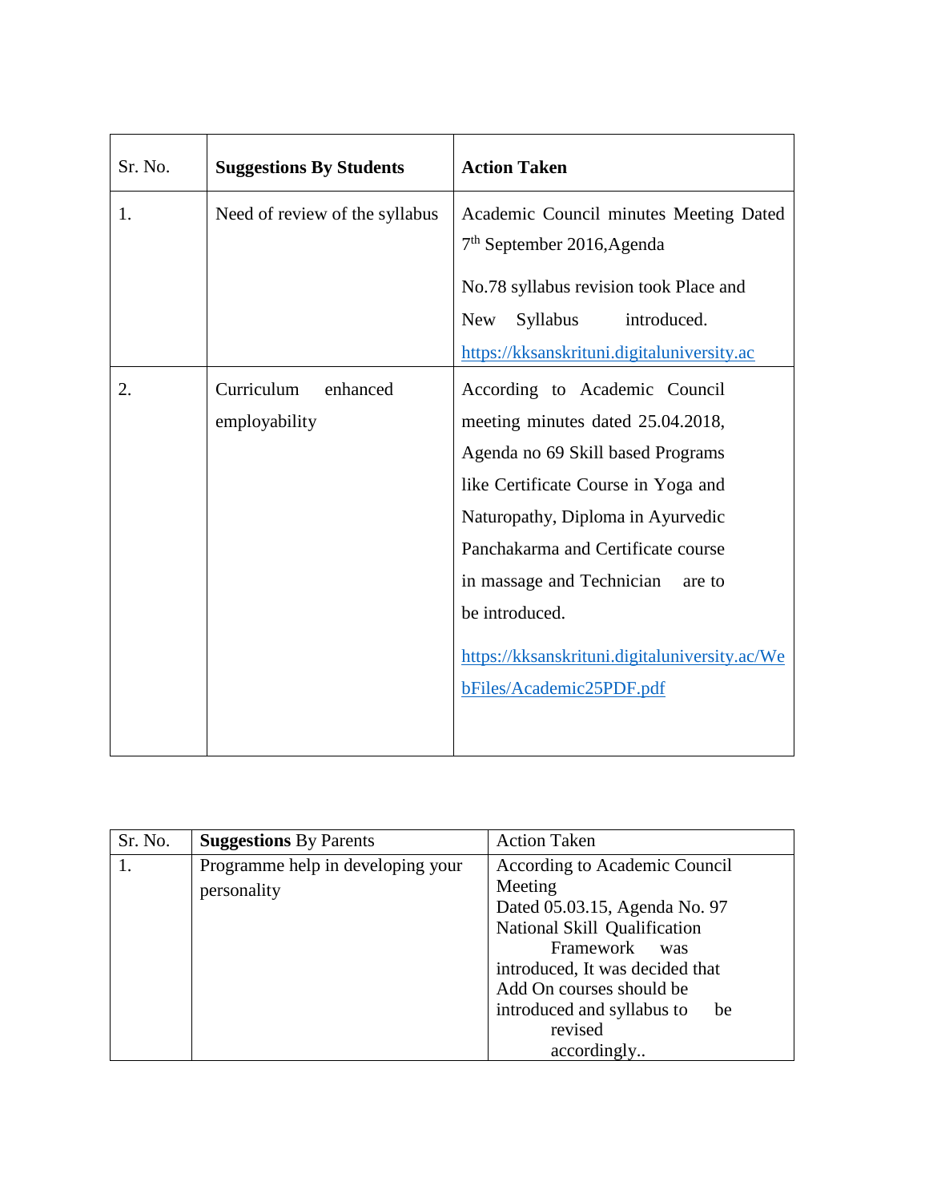| Sr. No. | **Suggestions By Students** | **Action Taken** |
|---|---|---|
| 1. | Need of review of the syllabus | Academic Council minutes Meeting Dated 7th September 2016,Agenda No.78 syllabus revision took Place and New Syllabus introduced. https://kksanskrituni.digitaluniversity.ac |
| 2. | Curriculum enhanced employability | According to Academic Council meeting minutes dated 25.04.2018, Agenda no 69 Skill based Programs like Certificate Course in Yoga and Naturopathy, Diploma in Ayurvedic Panchakarma and Certificate course in massage and Technician are to be introduced. https://kksanskrituni.digitaluniversity.ac/WebFiles/Academic25PDF.pdf |

| Sr. No. | **Suggestions** By Parents | Action Taken |
|---|---|---|
| 1. | Programme help in developing your personality | According to Academic Council Meeting Dated 05.03.15, Agenda No. 97 National Skill Qualification Framework was introduced, It was decided that Add On courses should be introduced and syllabus to be revised accordingly.. |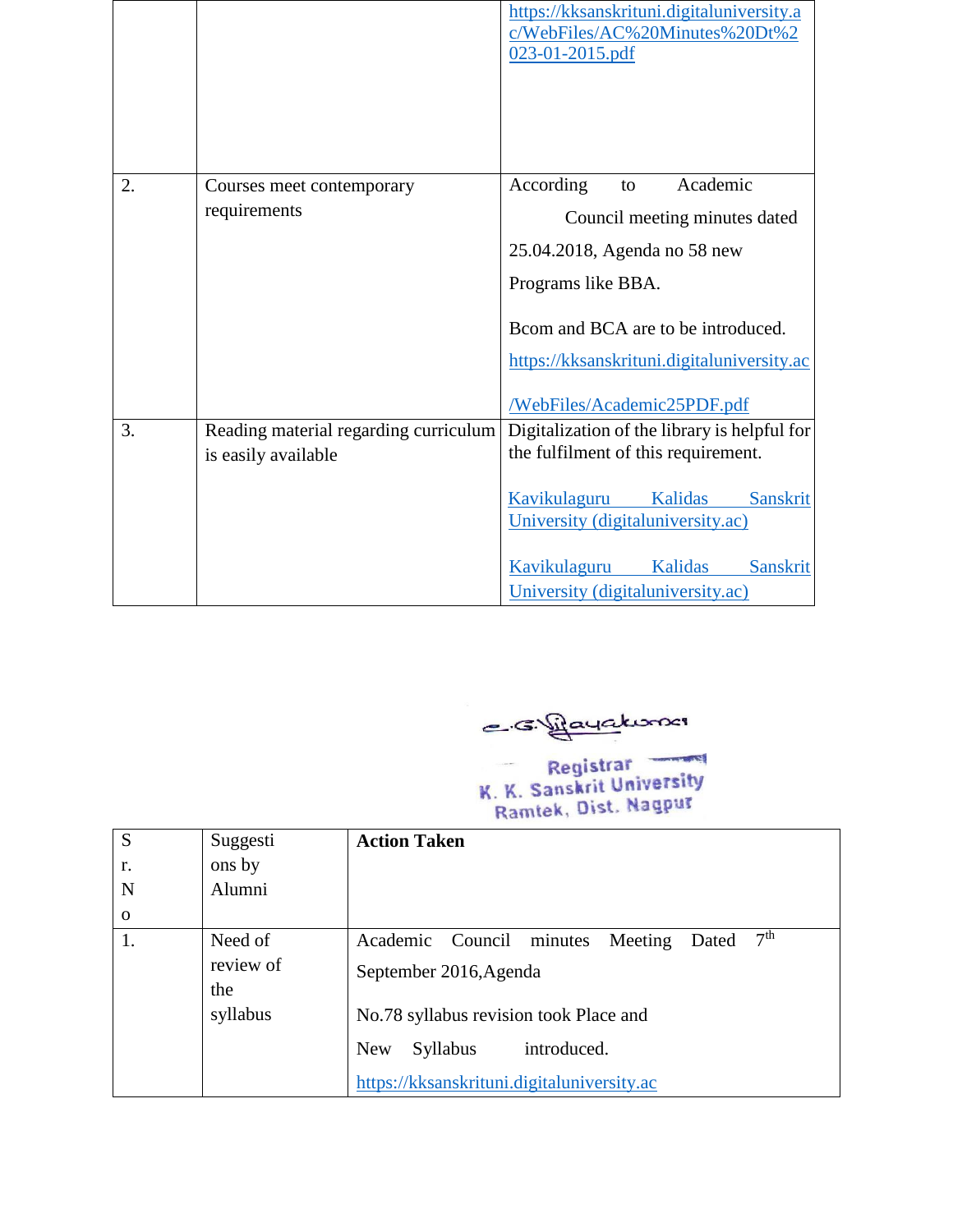| | | https://kksanskrituni.digitaluniversity.ac/WebFiles/AC%20Minutes%20Dt%2023-01-2015.pdf |
|---|---|---|
| 2. | Courses meet contemporary requirements | According to Academic Council meeting minutes dated 25.04.2018, Agenda no 58 new Programs like BBA.<br><br>Bcom and BCA are to be introduced.<br>https://kksanskrituni.digitaluniversity.ac/WebFiles/Academic25PDF.pdf |
| 3. | Reading material regarding curriculum is easily available | Digitalization of the library is helpful for the fulfilment of this requirement.<br><br>Kavikulaguru Kalidas Sanskrit University (digitaluniversity.ac)<br><br>Kavikulaguru Kalidas Sanskrit University (digitaluniversity.ac) |

Registrar
K. K. Sanskrit University
Ramtek, Dist. Nagpur

| Sr. No | Suggestions by Alumni | **Action Taken** |
|---|---|---|
| 1. | Need of review of the syllabus | Academic Council minutes Meeting Dated 7th September 2016,Agenda<br><br>No.78 syllabus revision took Place and<br><br>New Syllabus introduced.<br>https://kksanskrituni.digitaluniversity.ac |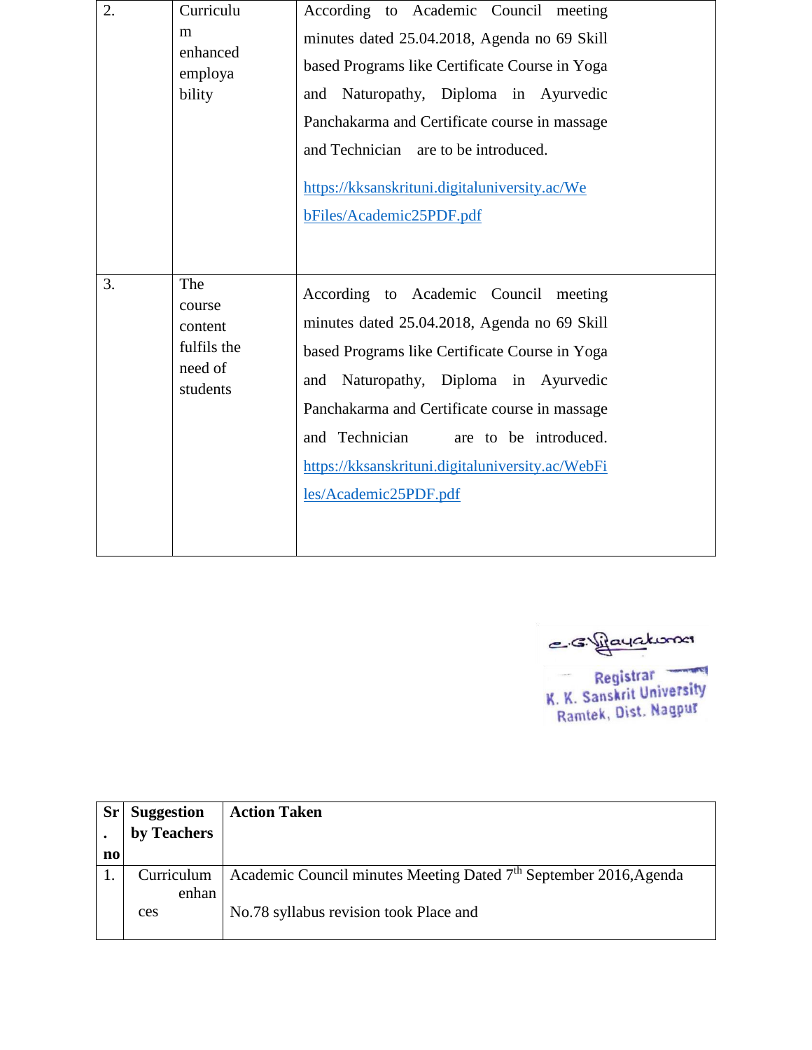| 2. | Curriculum enhanced employability | According to Academic Council meeting minutes dated 25.04.2018, Agenda no 69 Skill based Programs like Certificate Course in Yoga and Naturopathy, Diploma in Ayurvedic Panchakarma and Certificate course in massage and Technician are to be introduced. https://kksanskrituni.digitaluniversity.ac/WebFiles/Academic25PDF.pdf |
|---|---|---|
| 3. | The course content fulfils the need of students | According to Academic Council meeting minutes dated 25.04.2018, Agenda no 69 Skill based Programs like Certificate Course in Yoga and Naturopathy, Diploma in Ayurvedic Panchakarma and Certificate course in massage and Technician are to be introduced. https://kksanskrituni.digitaluniversity.ac/WebFiles/Academic25PDF.pdf |

C.G. Vijayakumar
Registrar
K. K. Sanskrit University
Ramtek, Dist. Nagpur

| Sr. no | Suggestion by Teachers | Action Taken |
|---|---|---|
| 1. | Curriculum enhances | Academic Council minutes Meeting Dated 7th September 2016,Agenda No.78 syllabus revision took Place and |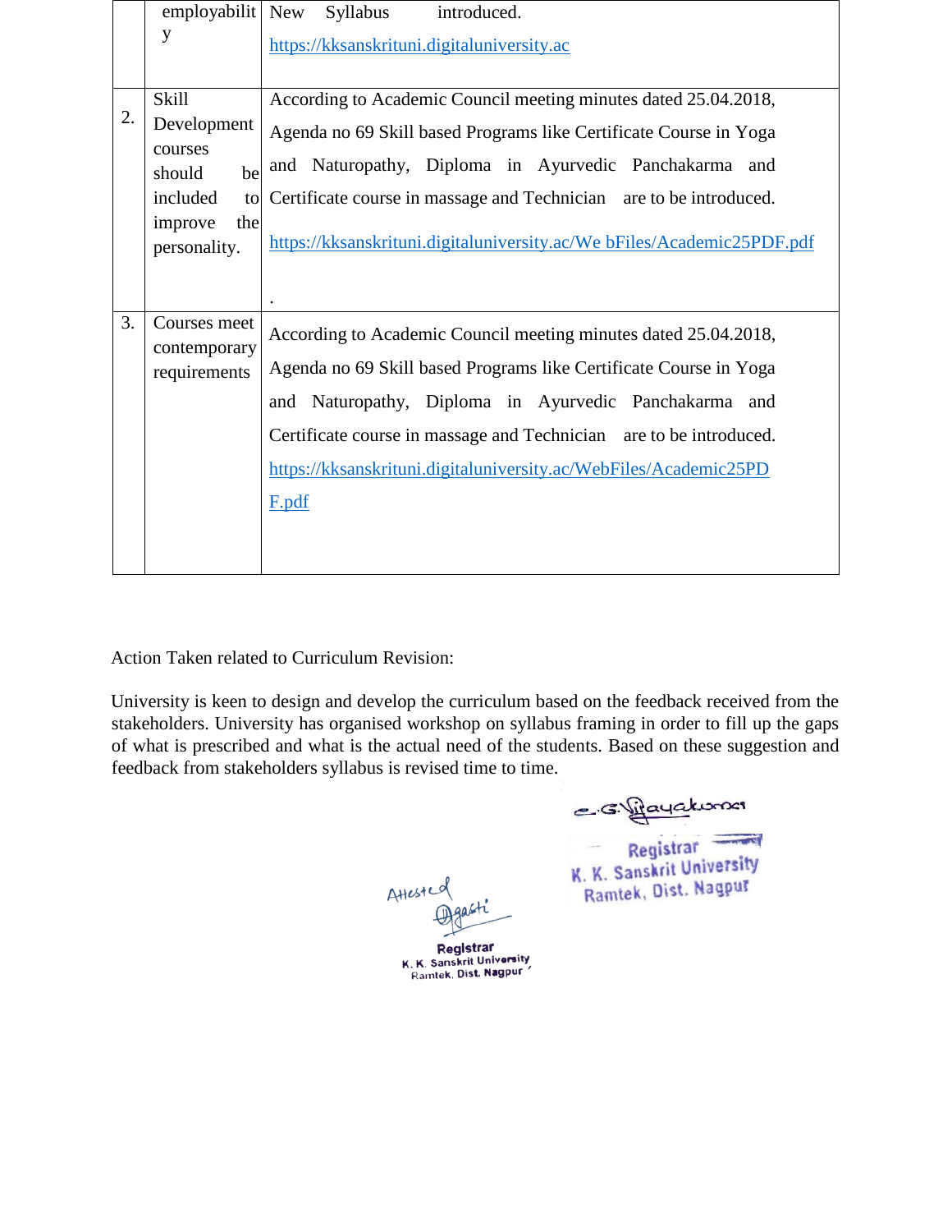| | | |
|---|---|---|
| | employability | New Syllabus introduced. https://kksanskrituni.digitaluniversity.ac |
| 2. | Skill Development courses should be included to improve the personality. | According to Academic Council meeting minutes dated 25.04.2018, Agenda no 69 Skill based Programs like Certificate Course in Yoga and Naturopathy, Diploma in Ayurvedic Panchakarma and Certificate course in massage and Technician are to be introduced. https://kksanskrituni.digitaluniversity.ac/We bFiles/Academic25PDF.pdf . |
| 3. | Courses meet contemporary requirements | According to Academic Council meeting minutes dated 25.04.2018, Agenda no 69 Skill based Programs like Certificate Course in Yoga and Naturopathy, Diploma in Ayurvedic Panchakarma and Certificate course in massage and Technician are to be introduced. https://kksanskrituni.digitaluniversity.ac/WebFiles/Academic25PDF.pdf |

Action Taken related to Curriculum Revision:

University is keen to design and develop the curriculum based on the feedback received from the stakeholders. University has organised workshop on syllabus framing in order to fill up the gaps of what is prescribed and what is the actual need of the students. Based on these suggestion and feedback from stakeholders syllabus is revised time to time.

C.G. Vijayakumar

Registrar
K. K. Sanskrit University
Ramtek, Dist. Nagpur

Attested

Registrar
K. K. Sanskrit University
Ramtek, Dist. Nagpur